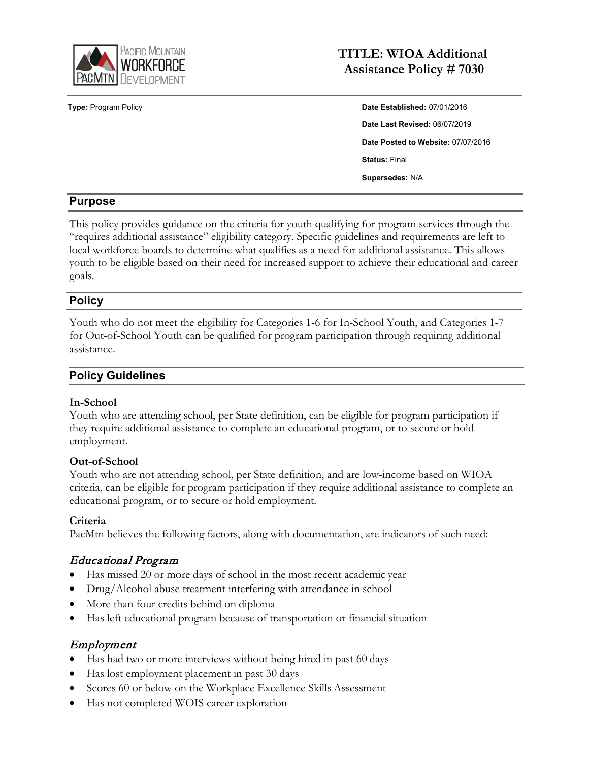# TITLE: WIOA Additional Assistance Policy # 7030

**Type:** Program Policy

**Date Established:** 07/01/2016

**Date Last Revised:** 06/07/2019

**Date Posted to Website:** 07/07/2016

**Status:** Final

**Supersedes:** N/A

## Purpose

This policy provides guidance on the criteria for youth qualifying for program services through the "requires additional assistance" eligibility category. Specific guidelines and requirements are left to local workforce boards to determine what qualifies as a need for additional assistance. This allows youth to be eligible based on their need for increased support to achieve their educational and career goals.

## Policy

Youth who do not meet the eligibility for Categories 1-6 for In-School Youth, and Categories 1-7 for Out-of-School Youth can be qualified for program participation through requiring additional assistance.

## Policy Guidelines

**In-School**
Youth who are attending school, per State definition, can be eligible for program participation if they require additional assistance to complete an educational program, or to secure or hold employment.

**Out-of-School**
Youth who are not attending school, per State definition, and are low-income based on WIOA criteria, can be eligible for program participation if they require additional assistance to complete an educational program, or to secure or hold employment.

**Criteria**
PacMtn believes the following factors, along with documentation, are indicators of such need:

### *Educational Program*

- Has missed 20 or more days of school in the most recent academic year
- Drug/Alcohol abuse treatment interfering with attendance in school
- More than four credits behind on diploma
- Has left educational program because of transportation or financial situation

### *Employment*

- Has had two or more interviews without being hired in past 60 days
- Has lost employment placement in past 30 days
- Scores 60 or below on the Workplace Excellence Skills Assessment
- Has not completed WOIS career exploration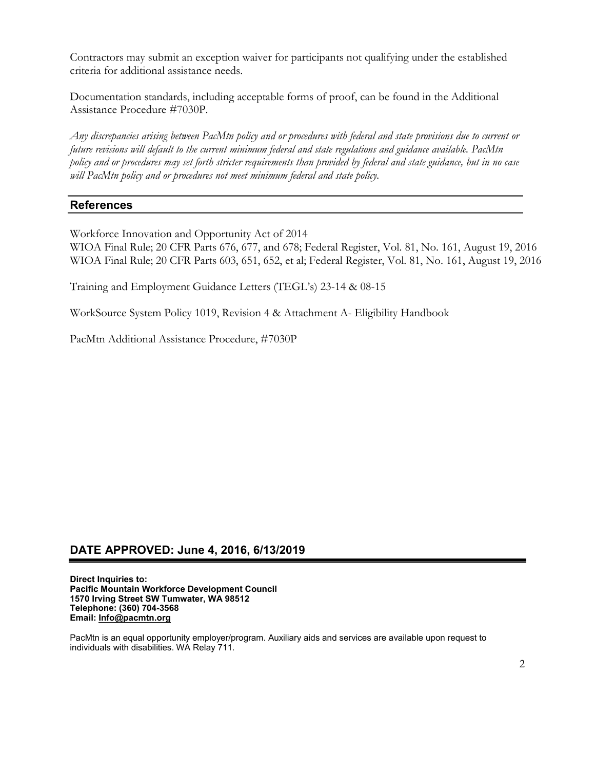Contractors may submit an exception waiver for participants not qualifying under the established criteria for additional assistance needs.

Documentation standards, including acceptable forms of proof, can be found in the Additional Assistance Procedure #7030P.

*Any discrepancies arising between PacMtn policy and or procedures with federal and state provisions due to current or future revisions will default to the current minimum federal and state regulations and guidance available. PacMtn policy and or procedures may set forth stricter requirements than provided by federal and state guidance, but in no case will PacMtn policy and or procedures not meet minimum federal and state policy.*

## References

Workforce Innovation and Opportunity Act of 2014
WIOA Final Rule; 20 CFR Parts 676, 677, and 678; Federal Register, Vol. 81, No. 161, August 19, 2016
WIOA Final Rule; 20 CFR Parts 603, 651, 652, et al; Federal Register, Vol. 81, No. 161, August 19, 2016

Training and Employment Guidance Letters (TEGL's) 23-14 & 08-15

WorkSource System Policy 1019, Revision 4 & Attachment A- Eligibility Handbook

PacMtn Additional Assistance Procedure, #7030P

## DATE APPROVED: June 4, 2016, 6/13/2019

**Direct Inquiries to:**
**Pacific Mountain Workforce Development Council**
**1570 Irving Street SW Tumwater, WA 98512**
**Telephone: (360) 704-3568**
**Email: Info@pacmtn.org**

PacMtn is an equal opportunity employer/program. Auxiliary aids and services are available upon request to individuals with disabilities. WA Relay 711.